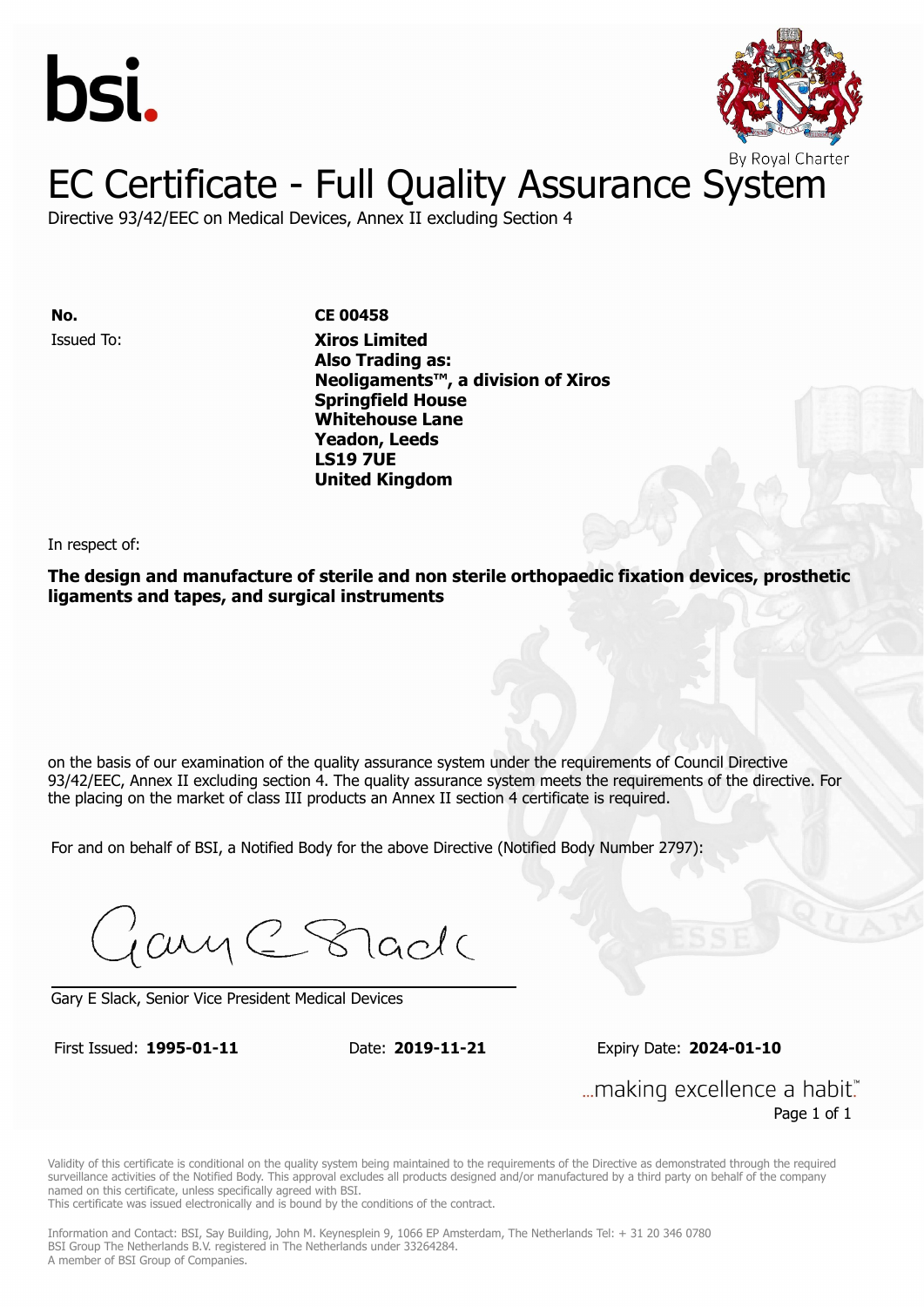bsi.

By Royal Charter

# EC Certificate - Full Quality Assurance System

Directive 93/42/EEC on Medical Devices, Annex II excluding Section 4

| | |
|---|---|
| **No.** | **CE 00458** |
| Issued To: | **Xiros Limited**<br>**Also Trading as:**<br>**Neoligaments™, a division of Xiros**<br>**Springfield House**<br>**Whitehouse Lane**<br>**Yeadon, Leeds**<br>**LS19 7UE**<br>**United Kingdom** |

In respect of:

**The design and manufacture of sterile and non sterile orthopaedic fixation devices, prosthetic ligaments and tapes, and surgical instruments**

on the basis of our examination of the quality assurance system under the requirements of Council Directive 93/42/EEC, Annex II excluding section 4. The quality assurance system meets the requirements of the directive. For the placing on the market of class III products an Annex II section 4 certificate is required.

For and on behalf of BSI, a Notified Body for the above Directive (Notified Body Number 2797):

Gary E Slack, Senior Vice President Medical Devices

First Issued: **1995-01-11** Date: **2019-11-21** Expiry Date: **2024-01-10**

...making excellence a habit.™

Validity of this certificate is conditional on the quality system being maintained to the requirements of the Directive as demonstrated through the required surveillance activities of the Notified Body. This approval excludes all products designed and/or manufactured by a third party on behalf of the company named on this certificate, unless specifically agreed with BSI.
This certificate was issued electronically and is bound by the conditions of the contract.

Information and Contact: BSI, Say Building, John M. Keynesplein 9, 1066 EP Amsterdam, The Netherlands Tel: + 31 20 346 0780
BSI Group The Netherlands B.V. registered in The Netherlands under 33264284.
A member of BSI Group of Companies.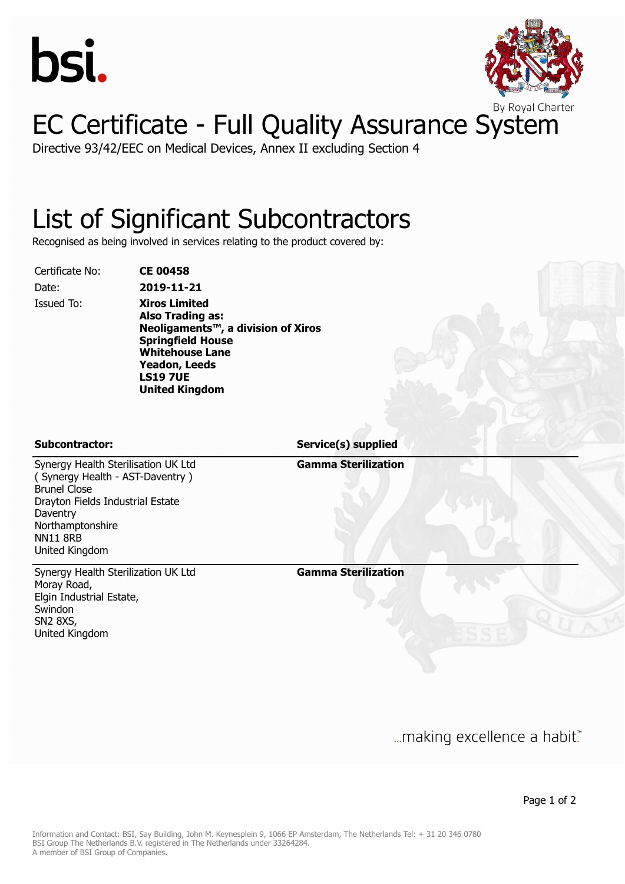bsi.

By Royal Charter

# EC Certificate - Full Quality Assurance System

Directive 93/42/EEC on Medical Devices, Annex II excluding Section 4

## List of Significant Subcontractors

Recognised as being involved in services relating to the product covered by:

| | |
|---|---|
| Certificate No: | **CE 00458** |
| Date: | **2019-11-21** |
| Issued To: | **Xiros Limited**<br>**Also Trading as:**<br>**Neoligaments™, a division of Xiros**<br>**Springfield House**<br>**Whitehouse Lane**<br>**Yeadon, Leeds**<br>**LS19 7UE**<br>**United Kingdom** |

| **Subcontractor:** | **Service(s) supplied** |
|---|---|
| Synergy Health Sterilisation UK Ltd<br>( Synergy Health - AST-Daventry )<br>Brunel Close<br>Drayton Fields Industrial Estate<br>Daventry<br>Northamptonshire<br>NN11 8RB<br>United Kingdom | **Gamma Sterilization** |
| Synergy Health Sterilization UK Ltd<br>Moray Road,<br>Elgin Industrial Estate,<br>Swindon<br>SN2 8XS,<br>United Kingdom | **Gamma Sterilization** |

...making excellence a habit.™

Information and Contact: BSI, Say Building, John M. Keynesplein 9, 1066 EP Amsterdam, The Netherlands Tel: + 31 20 346 0780
BSI Group The Netherlands B.V. registered in The Netherlands under 33264284.
A member of BSI Group of Companies.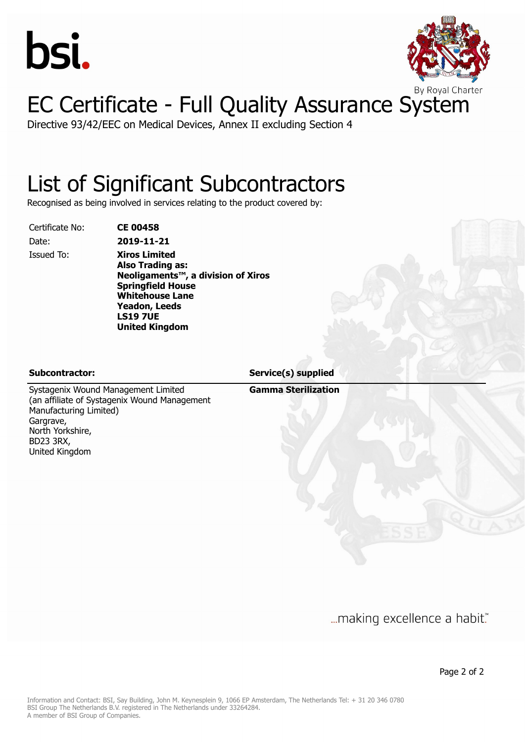bsi.

By Royal Charter

# EC Certificate - Full Quality Assurance System

Directive 93/42/EEC on Medical Devices, Annex II excluding Section 4

## List of Significant Subcontractors

Recognised as being involved in services relating to the product covered by:

| | |
|---|---|
| Certificate No: | **CE 00458** |
| Date: | **2019-11-21** |
| Issued To: | **Xiros Limited**<br>**Also Trading as:**<br>**Neoligaments™, a division of Xiros**<br>**Springfield House**<br>**Whitehouse Lane**<br>**Yeadon, Leeds**<br>**LS19 7UE**<br>**United Kingdom** |

| **Subcontractor:** | **Service(s) supplied** |
|---|---|
| Systagenix Wound Management Limited<br>(an affiliate of Systagenix Wound Management Manufacturing Limited)<br>Gargrave,<br>North Yorkshire,<br>BD23 3RX,<br>United Kingdom | **Gamma Sterilization** |

...making excellence a habit.™

Information and Contact: BSI, Say Building, John M. Keynesplein 9, 1066 EP Amsterdam, The Netherlands Tel: + 31 20 346 0780
BSI Group The Netherlands B.V. registered in The Netherlands under 33264284.
A member of BSI Group of Companies.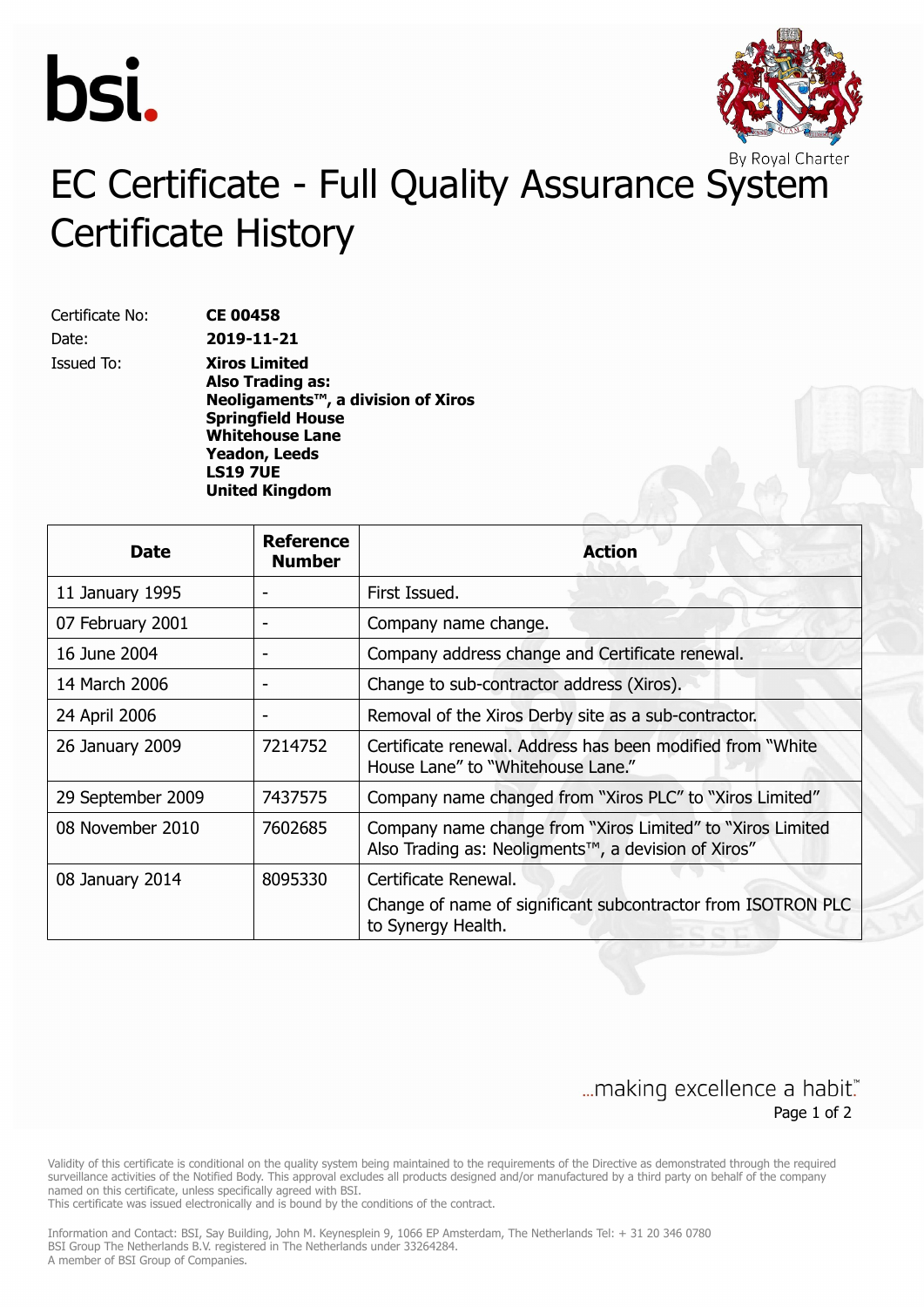bsi.

By Royal Charter

# EC Certificate - Full Quality Assurance System Certificate History

Certificate No: **CE 00458**

Date: **2019-11-21**

Issued To: **Xiros Limited**
**Also Trading as:**
**Neoligaments™, a division of Xiros**
**Springfield House**
**Whitehouse Lane**
**Yeadon, Leeds**
**LS19 7UE**
**United Kingdom**

| Date | Reference Number | Action |
|---|---|---|
| 11 January 1995 | - | First Issued. |
| 07 February 2001 | - | Company name change. |
| 16 June 2004 | - | Company address change and Certificate renewal. |
| 14 March 2006 | - | Change to sub-contractor address (Xiros). |
| 24 April 2006 | - | Removal of the Xiros Derby site as a sub-contractor. |
| 26 January 2009 | 7214752 | Certificate renewal. Address has been modified from "White House Lane" to "Whitehouse Lane." |
| 29 September 2009 | 7437575 | Company name changed from "Xiros PLC" to "Xiros Limited" |
| 08 November 2010 | 7602685 | Company name change from "Xiros Limited" to "Xiros Limited Also Trading as: Neoligments™, a devision of Xiros" |
| 08 January 2014 | 8095330 | Certificate Renewal. Change of name of significant subcontractor from ISOTRON PLC to Synergy Health. |

...making excellence a habit.™

Validity of this certificate is conditional on the quality system being maintained to the requirements of the Directive as demonstrated through the required surveillance activities of the Notified Body. This approval excludes all products designed and/or manufactured by a third party on behalf of the company named on this certificate, unless specifically agreed with BSI.
This certificate was issued electronically and is bound by the conditions of the contract.

Information and Contact: BSI, Say Building, John M. Keynesplein 9, 1066 EP Amsterdam, The Netherlands Tel: + 31 20 346 0780
BSI Group The Netherlands B.V. registered in The Netherlands under 33264284.
A member of BSI Group of Companies.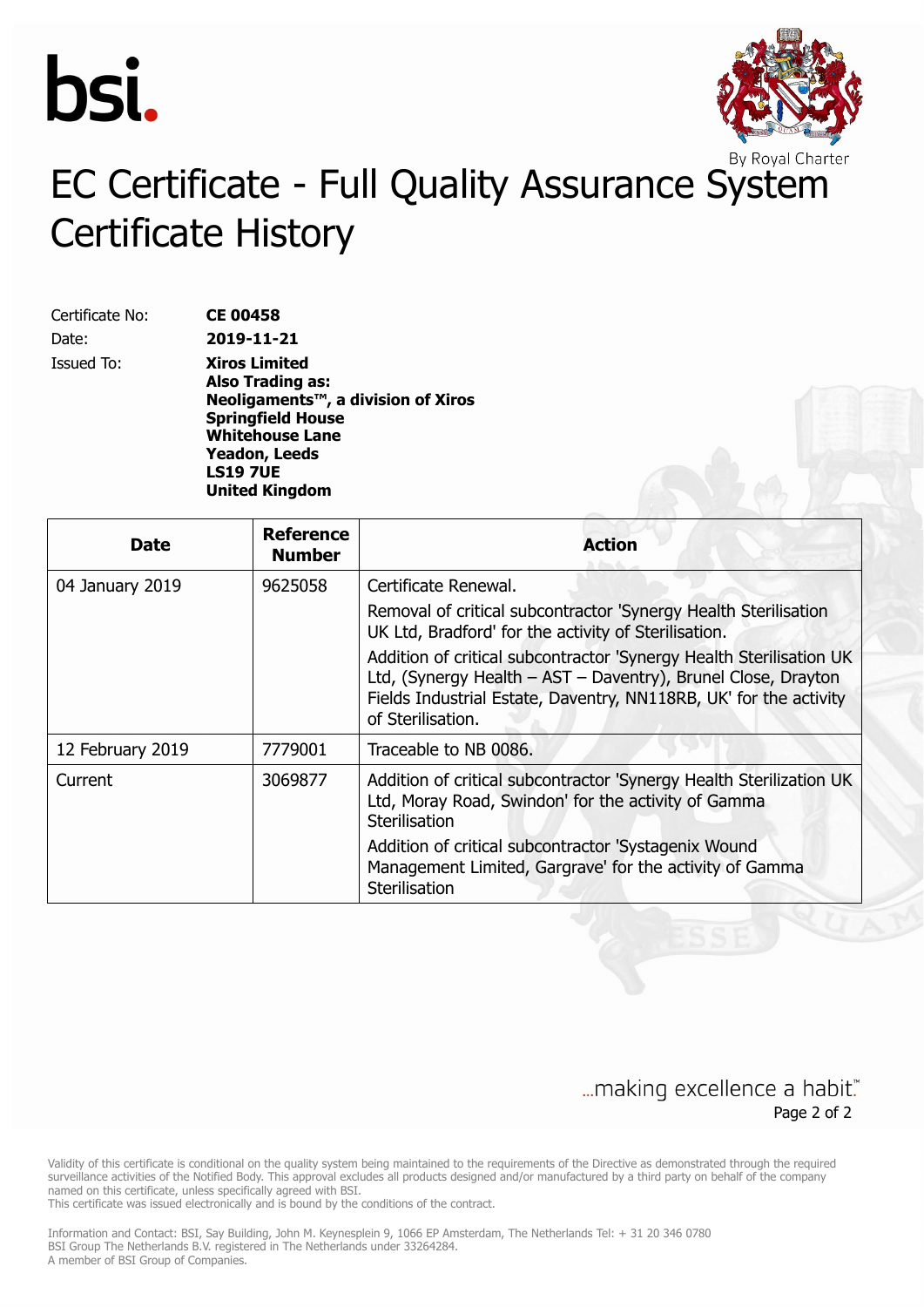bsi.

By Royal Charter

# EC Certificate - Full Quality Assurance System
# Certificate History

Certificate No: **CE 00458**
Date: **2019-11-21**
Issued To: **Xiros Limited**
**Also Trading as:**
**Neoligaments™, a division of Xiros**
**Springfield House**
**Whitehouse Lane**
**Yeadon, Leeds**
**LS19 7UE**
**United Kingdom**

| Date | Reference Number | Action |
|---|---|---|
| 04 January 2019 | 9625058 | Certificate Renewal. Removal of critical subcontractor 'Synergy Health Sterilisation UK Ltd, Bradford' for the activity of Sterilisation. Addition of critical subcontractor 'Synergy Health Sterilisation UK Ltd, (Synergy Health – AST – Daventry), Brunel Close, Drayton Fields Industrial Estate, Daventry, NN118RB, UK' for the activity of Sterilisation. |
| 12 February 2019 | 7779001 | Traceable to NB 0086. |
| Current | 3069877 | Addition of critical subcontractor 'Synergy Health Sterilization UK Ltd, Moray Road, Swindon' for the activity of Gamma Sterilisation. Addition of critical subcontractor 'Systagenix Wound Management Limited, Gargrave' for the activity of Gamma Sterilisation |

...making excellence a habit.™

Validity of this certificate is conditional on the quality system being maintained to the requirements of the Directive as demonstrated through the required surveillance activities of the Notified Body. This approval excludes all products designed and/or manufactured by a third party on behalf of the company named on this certificate, unless specifically agreed with BSI.
This certificate was issued electronically and is bound by the conditions of the contract.

Information and Contact: BSI, Say Building, John M. Keynesplein 9, 1066 EP Amsterdam, The Netherlands Tel: + 31 20 346 0780
BSI Group The Netherlands B.V. registered in The Netherlands under 33264284.
A member of BSI Group of Companies.